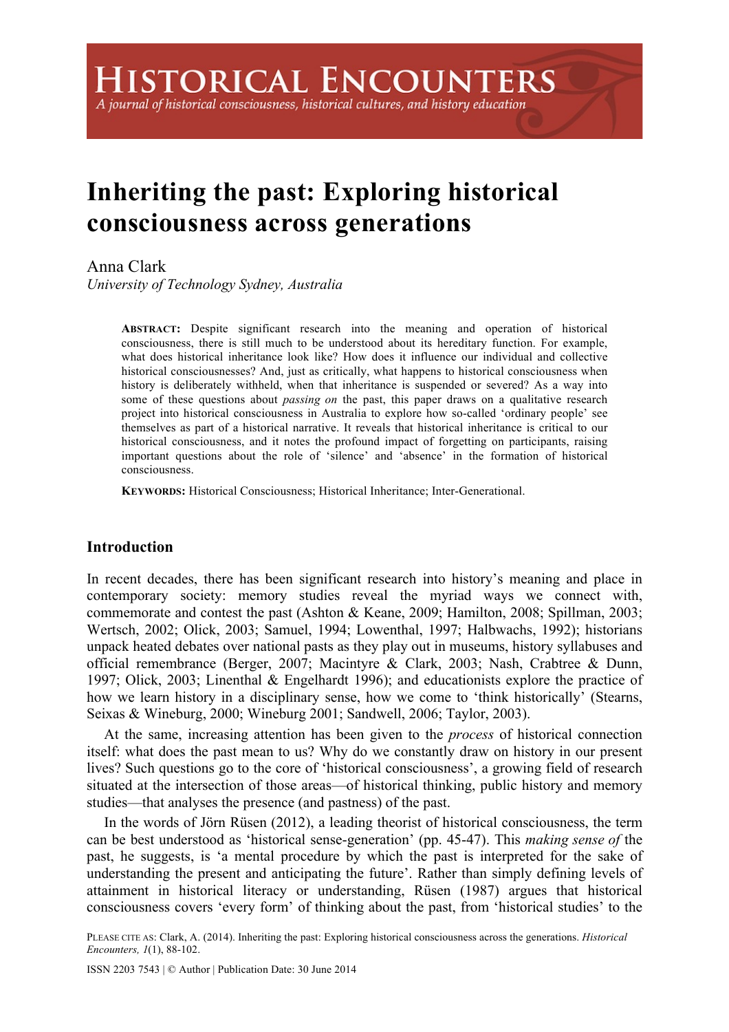# Inheriting the past: Exploring historical consciousness across generations

Anna Clark
*University of Technology Sydney, Australia*

**ABSTRACT:** Despite significant research into the meaning and operation of historical consciousness, there is still much to be understood about its hereditary function. For example, what does historical inheritance look like? How does it influence our individual and collective historical consciousnesses? And, just as critically, what happens to historical consciousness when history is deliberately withheld, when that inheritance is suspended or severed? As a way into some of these questions about *passing on* the past, this paper draws on a qualitative research project into historical consciousness in Australia to explore how so-called 'ordinary people' see themselves as part of a historical narrative. It reveals that historical inheritance is critical to our historical consciousness, and it notes the profound impact of forgetting on participants, raising important questions about the role of 'silence' and 'absence' in the formation of historical consciousness.

**KEYWORDS:** Historical Consciousness; Historical Inheritance; Inter-Generational.

## Introduction

In recent decades, there has been significant research into history's meaning and place in contemporary society: memory studies reveal the myriad ways we connect with, commemorate and contest the past (Ashton & Keane, 2009; Hamilton, 2008; Spillman, 2003; Wertsch, 2002; Olick, 2003; Samuel, 1994; Lowenthal, 1997; Halbwachs, 1992); historians unpack heated debates over national pasts as they play out in museums, history syllabuses and official remembrance (Berger, 2007; Macintyre & Clark, 2003; Nash, Crabtree & Dunn, 1997; Olick, 2003; Linenthal & Engelhardt 1996); and educationists explore the practice of how we learn history in a disciplinary sense, how we come to 'think historically' (Stearns, Seixas & Wineburg, 2000; Wineburg 2001; Sandwell, 2006; Taylor, 2003).

At the same, increasing attention has been given to the *process* of historical connection itself: what does the past mean to us? Why do we constantly draw on history in our present lives? Such questions go to the core of 'historical consciousness', a growing field of research situated at the intersection of those areas—of historical thinking, public history and memory studies—that analyses the presence (and pastness) of the past.

In the words of Jörn Rüsen (2012), a leading theorist of historical consciousness, the term can be best understood as 'historical sense-generation' (pp. 45-47). This *making sense of* the past, he suggests, is 'a mental procedure by which the past is interpreted for the sake of understanding the present and anticipating the future'. Rather than simply defining levels of attainment in historical literacy or understanding, Rüsen (1987) argues that historical consciousness covers 'every form' of thinking about the past, from 'historical studies' to the

PLEASE CITE AS: Clark, A. (2014). Inheriting the past: Exploring historical consciousness across the generations. *Historical Encounters, 1*(1), 88-102.

ISSN 2203 7543 | © Author | Publication Date: 30 June 2014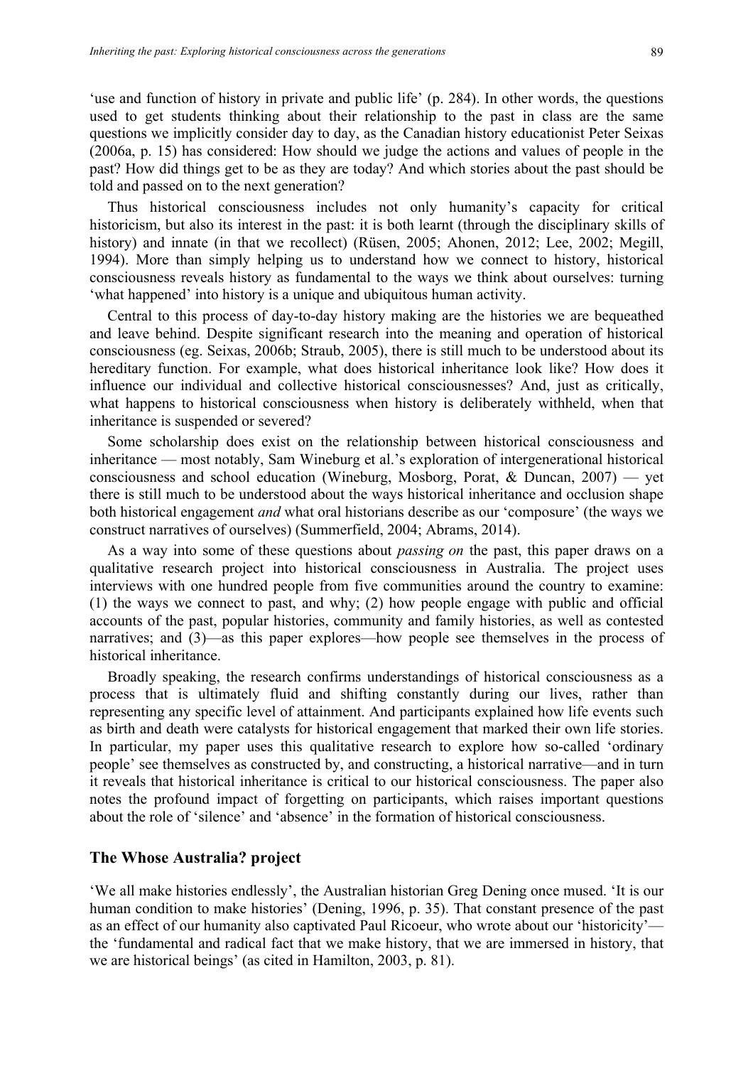'use and function of history in private and public life' (p. 284). In other words, the questions used to get students thinking about their relationship to the past in class are the same questions we implicitly consider day to day, as the Canadian history educationist Peter Seixas (2006a, p. 15) has considered: How should we judge the actions and values of people in the past? How did things get to be as they are today? And which stories about the past should be told and passed on to the next generation?

Thus historical consciousness includes not only humanity's capacity for critical historicism, but also its interest in the past: it is both learnt (through the disciplinary skills of history) and innate (in that we recollect) (Rüsen, 2005; Ahonen, 2012; Lee, 2002; Megill, 1994). More than simply helping us to understand how we connect to history, historical consciousness reveals history as fundamental to the ways we think about ourselves: turning 'what happened' into history is a unique and ubiquitous human activity.

Central to this process of day-to-day history making are the histories we are bequeathed and leave behind. Despite significant research into the meaning and operation of historical consciousness (eg. Seixas, 2006b; Straub, 2005), there is still much to be understood about its hereditary function. For example, what does historical inheritance look like? How does it influence our individual and collective historical consciousnesses? And, just as critically, what happens to historical consciousness when history is deliberately withheld, when that inheritance is suspended or severed?

Some scholarship does exist on the relationship between historical consciousness and inheritance — most notably, Sam Wineburg et al.'s exploration of intergenerational historical consciousness and school education (Wineburg, Mosborg, Porat, & Duncan, 2007) — yet there is still much to be understood about the ways historical inheritance and occlusion shape both historical engagement *and* what oral historians describe as our 'composure' (the ways we construct narratives of ourselves) (Summerfield, 2004; Abrams, 2014).

As a way into some of these questions about *passing on* the past, this paper draws on a qualitative research project into historical consciousness in Australia. The project uses interviews with one hundred people from five communities around the country to examine: (1) the ways we connect to past, and why; (2) how people engage with public and official accounts of the past, popular histories, community and family histories, as well as contested narratives; and (3)—as this paper explores—how people see themselves in the process of historical inheritance.

Broadly speaking, the research confirms understandings of historical consciousness as a process that is ultimately fluid and shifting constantly during our lives, rather than representing any specific level of attainment. And participants explained how life events such as birth and death were catalysts for historical engagement that marked their own life stories. In particular, my paper uses this qualitative research to explore how so-called 'ordinary people' see themselves as constructed by, and constructing, a historical narrative—and in turn it reveals that historical inheritance is critical to our historical consciousness. The paper also notes the profound impact of forgetting on participants, which raises important questions about the role of 'silence' and 'absence' in the formation of historical consciousness.

## The Whose Australia? project

'We all make histories endlessly', the Australian historian Greg Dening once mused. 'It is our human condition to make histories' (Dening, 1996, p. 35). That constant presence of the past as an effect of our humanity also captivated Paul Ricoeur, who wrote about our 'historicity'—the 'fundamental and radical fact that we make history, that we are immersed in history, that we are historical beings' (as cited in Hamilton, 2003, p. 81).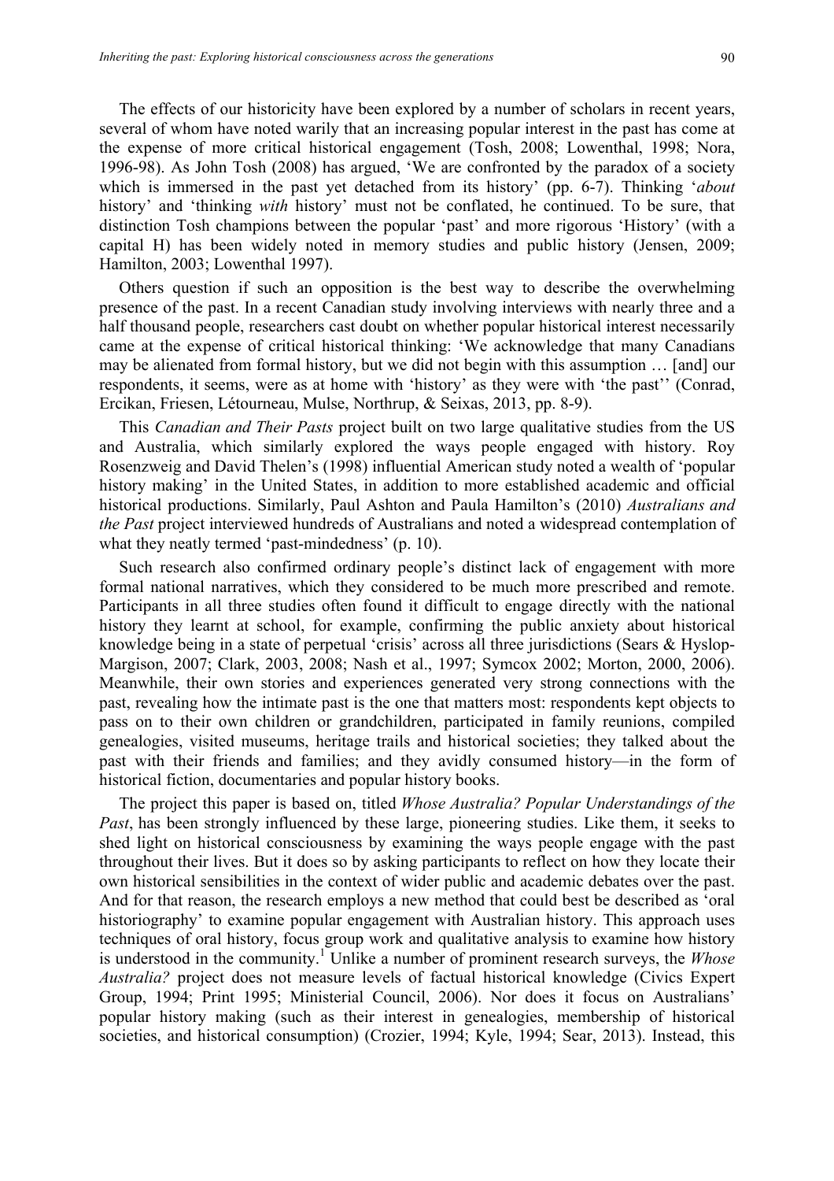The effects of our historicity have been explored by a number of scholars in recent years, several of whom have noted warily that an increasing popular interest in the past has come at the expense of more critical historical engagement (Tosh, 2008; Lowenthal, 1998; Nora, 1996-98). As John Tosh (2008) has argued, 'We are confronted by the paradox of a society which is immersed in the past yet detached from its history' (pp. 6-7). Thinking '*about* history' and 'thinking *with* history' must not be conflated, he continued. To be sure, that distinction Tosh champions between the popular 'past' and more rigorous 'History' (with a capital H) has been widely noted in memory studies and public history (Jensen, 2009; Hamilton, 2003; Lowenthal 1997).

Others question if such an opposition is the best way to describe the overwhelming presence of the past. In a recent Canadian study involving interviews with nearly three and a half thousand people, researchers cast doubt on whether popular historical interest necessarily came at the expense of critical historical thinking: 'We acknowledge that many Canadians may be alienated from formal history, but we did not begin with this assumption … [and] our respondents, it seems, were as at home with 'history' as they were with 'the past'' (Conrad, Ercikan, Friesen, Létourneau, Mulse, Northrup, & Seixas, 2013, pp. 8-9).

This *Canadian and Their Pasts* project built on two large qualitative studies from the US and Australia, which similarly explored the ways people engaged with history. Roy Rosenzweig and David Thelen's (1998) influential American study noted a wealth of 'popular history making' in the United States, in addition to more established academic and official historical productions. Similarly, Paul Ashton and Paula Hamilton's (2010) *Australians and the Past* project interviewed hundreds of Australians and noted a widespread contemplation of what they neatly termed 'past-mindedness' (p. 10).

Such research also confirmed ordinary people's distinct lack of engagement with more formal national narratives, which they considered to be much more prescribed and remote. Participants in all three studies often found it difficult to engage directly with the national history they learnt at school, for example, confirming the public anxiety about historical knowledge being in a state of perpetual 'crisis' across all three jurisdictions (Sears & Hyslop-Margison, 2007; Clark, 2003, 2008; Nash et al., 1997; Symcox 2002; Morton, 2000, 2006). Meanwhile, their own stories and experiences generated very strong connections with the past, revealing how the intimate past is the one that matters most: respondents kept objects to pass on to their own children or grandchildren, participated in family reunions, compiled genealogies, visited museums, heritage trails and historical societies; they talked about the past with their friends and families; and they avidly consumed history—in the form of historical fiction, documentaries and popular history books.

The project this paper is based on, titled *Whose Australia? Popular Understandings of the Past*, has been strongly influenced by these large, pioneering studies. Like them, it seeks to shed light on historical consciousness by examining the ways people engage with the past throughout their lives. But it does so by asking participants to reflect on how they locate their own historical sensibilities in the context of wider public and academic debates over the past. And for that reason, the research employs a new method that could best be described as 'oral historiography' to examine popular engagement with Australian history. This approach uses techniques of oral history, focus group work and qualitative analysis to examine how history is understood in the community.[1] Unlike a number of prominent research surveys, the *Whose Australia?* project does not measure levels of factual historical knowledge (Civics Expert Group, 1994; Print 1995; Ministerial Council, 2006). Nor does it focus on Australians' popular history making (such as their interest in genealogies, membership of historical societies, and historical consumption) (Crozier, 1994; Kyle, 1994; Sear, 2013). Instead, this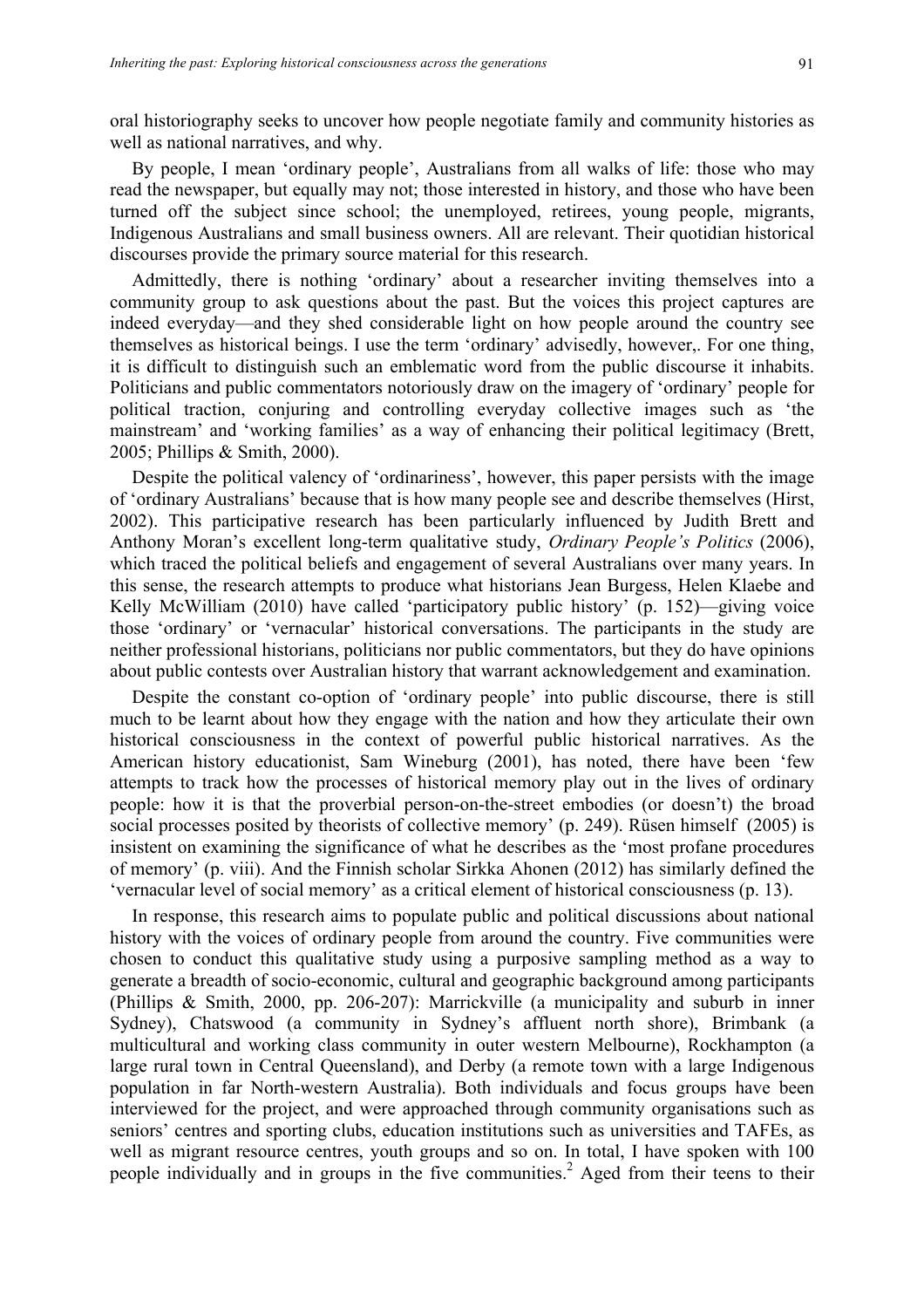oral historiography seeks to uncover how people negotiate family and community histories as well as national narratives, and why.

By people, I mean 'ordinary people', Australians from all walks of life: those who may read the newspaper, but equally may not; those interested in history, and those who have been turned off the subject since school; the unemployed, retirees, young people, migrants, Indigenous Australians and small business owners. All are relevant. Their quotidian historical discourses provide the primary source material for this research.

Admittedly, there is nothing 'ordinary' about a researcher inviting themselves into a community group to ask questions about the past. But the voices this project captures are indeed everyday—and they shed considerable light on how people around the country see themselves as historical beings. I use the term 'ordinary' advisedly, however,. For one thing, it is difficult to distinguish such an emblematic word from the public discourse it inhabits. Politicians and public commentators notoriously draw on the imagery of 'ordinary' people for political traction, conjuring and controlling everyday collective images such as 'the mainstream' and 'working families' as a way of enhancing their political legitimacy (Brett, 2005; Phillips & Smith, 2000).

Despite the political valency of 'ordinariness', however, this paper persists with the image of 'ordinary Australians' because that is how many people see and describe themselves (Hirst, 2002). This participative research has been particularly influenced by Judith Brett and Anthony Moran's excellent long-term qualitative study, *Ordinary People's Politics* (2006), which traced the political beliefs and engagement of several Australians over many years. In this sense, the research attempts to produce what historians Jean Burgess, Helen Klaebe and Kelly McWilliam (2010) have called 'participatory public history' (p. 152)—giving voice those 'ordinary' or 'vernacular' historical conversations. The participants in the study are neither professional historians, politicians nor public commentators, but they do have opinions about public contests over Australian history that warrant acknowledgement and examination.

Despite the constant co-option of 'ordinary people' into public discourse, there is still much to be learnt about how they engage with the nation and how they articulate their own historical consciousness in the context of powerful public historical narratives. As the American history educationist, Sam Wineburg (2001), has noted, there have been 'few attempts to track how the processes of historical memory play out in the lives of ordinary people: how it is that the proverbial person-on-the-street embodies (or doesn't) the broad social processes posited by theorists of collective memory' (p. 249). Rüsen himself (2005) is insistent on examining the significance of what he describes as the 'most profane procedures of memory' (p. viii). And the Finnish scholar Sirkka Ahonen (2012) has similarly defined the 'vernacular level of social memory' as a critical element of historical consciousness (p. 13).

In response, this research aims to populate public and political discussions about national history with the voices of ordinary people from around the country. Five communities were chosen to conduct this qualitative study using a purposive sampling method as a way to generate a breadth of socio-economic, cultural and geographic background among participants (Phillips & Smith, 2000, pp. 206-207): Marrickville (a municipality and suburb in inner Sydney), Chatswood (a community in Sydney's affluent north shore), Brimbank (a multicultural and working class community in outer western Melbourne), Rockhampton (a large rural town in Central Queensland), and Derby (a remote town with a large Indigenous population in far North-western Australia). Both individuals and focus groups have been interviewed for the project, and were approached through community organisations such as seniors' centres and sporting clubs, education institutions such as universities and TAFEs, as well as migrant resource centres, youth groups and so on. In total, I have spoken with 100 people individually and in groups in the five communities.[2] Aged from their teens to their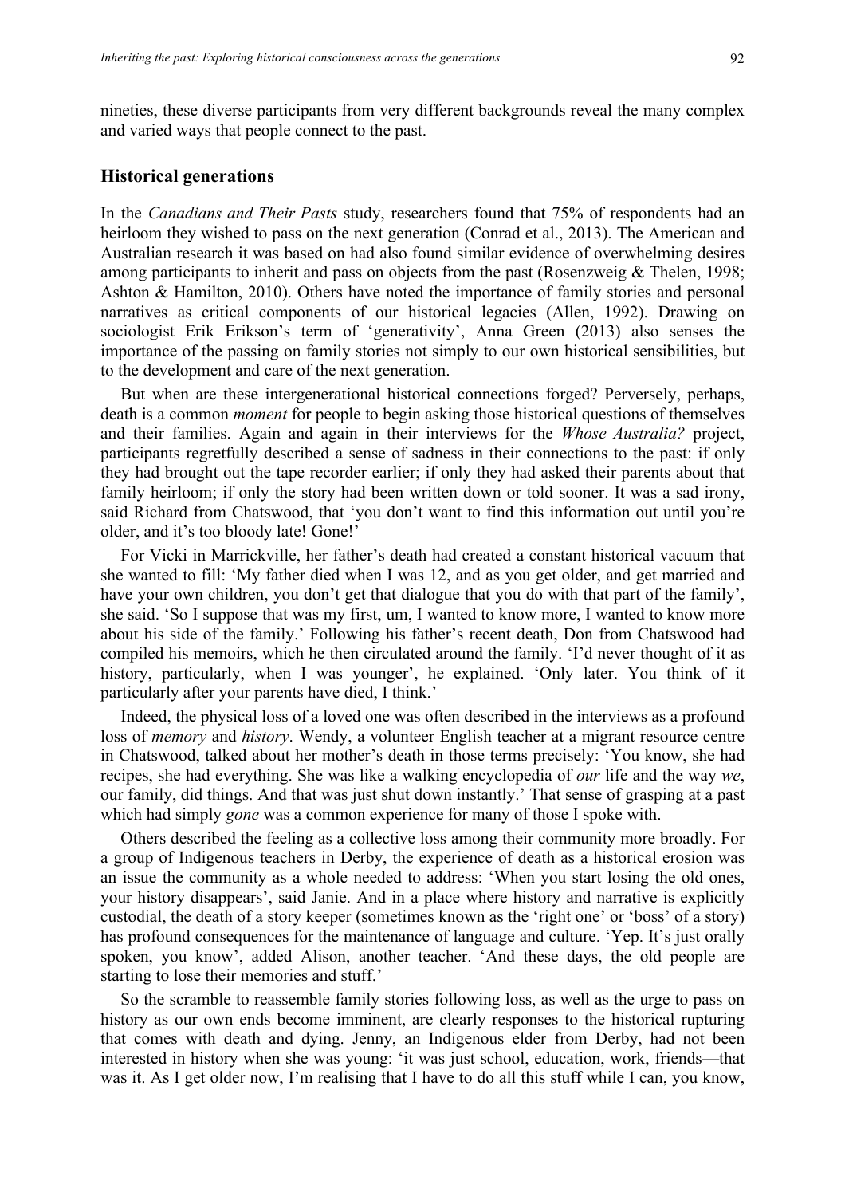nineties, these diverse participants from very different backgrounds reveal the many complex and varied ways that people connect to the past.

## Historical generations

In the *Canadians and Their Pasts* study, researchers found that 75% of respondents had an heirloom they wished to pass on the next generation (Conrad et al., 2013). The American and Australian research it was based on had also found similar evidence of overwhelming desires among participants to inherit and pass on objects from the past (Rosenzweig & Thelen, 1998; Ashton & Hamilton, 2010). Others have noted the importance of family stories and personal narratives as critical components of our historical legacies (Allen, 1992). Drawing on sociologist Erik Erikson's term of 'generativity', Anna Green (2013) also senses the importance of the passing on family stories not simply to our own historical sensibilities, but to the development and care of the next generation.

But when are these intergenerational historical connections forged? Perversely, perhaps, death is a common *moment* for people to begin asking those historical questions of themselves and their families. Again and again in their interviews for the *Whose Australia?* project, participants regretfully described a sense of sadness in their connections to the past: if only they had brought out the tape recorder earlier; if only they had asked their parents about that family heirloom; if only the story had been written down or told sooner. It was a sad irony, said Richard from Chatswood, that 'you don't want to find this information out until you're older, and it's too bloody late! Gone!'

For Vicki in Marrickville, her father's death had created a constant historical vacuum that she wanted to fill: 'My father died when I was 12, and as you get older, and get married and have your own children, you don't get that dialogue that you do with that part of the family', she said. 'So I suppose that was my first, um, I wanted to know more, I wanted to know more about his side of the family.' Following his father's recent death, Don from Chatswood had compiled his memoirs, which he then circulated around the family. 'I'd never thought of it as history, particularly, when I was younger', he explained. 'Only later. You think of it particularly after your parents have died, I think.'

Indeed, the physical loss of a loved one was often described in the interviews as a profound loss of *memory* and *history*. Wendy, a volunteer English teacher at a migrant resource centre in Chatswood, talked about her mother's death in those terms precisely: 'You know, she had recipes, she had everything. She was like a walking encyclopedia of *our* life and the way *we*, our family, did things. And that was just shut down instantly.' That sense of grasping at a past which had simply *gone* was a common experience for many of those I spoke with.

Others described the feeling as a collective loss among their community more broadly. For a group of Indigenous teachers in Derby, the experience of death as a historical erosion was an issue the community as a whole needed to address: 'When you start losing the old ones, your history disappears', said Janie. And in a place where history and narrative is explicitly custodial, the death of a story keeper (sometimes known as the 'right one' or 'boss' of a story) has profound consequences for the maintenance of language and culture. 'Yep. It's just orally spoken, you know', added Alison, another teacher. 'And these days, the old people are starting to lose their memories and stuff.'

So the scramble to reassemble family stories following loss, as well as the urge to pass on history as our own ends become imminent, are clearly responses to the historical rupturing that comes with death and dying. Jenny, an Indigenous elder from Derby, had not been interested in history when she was young: 'it was just school, education, work, friends—that was it. As I get older now, I'm realising that I have to do all this stuff while I can, you know,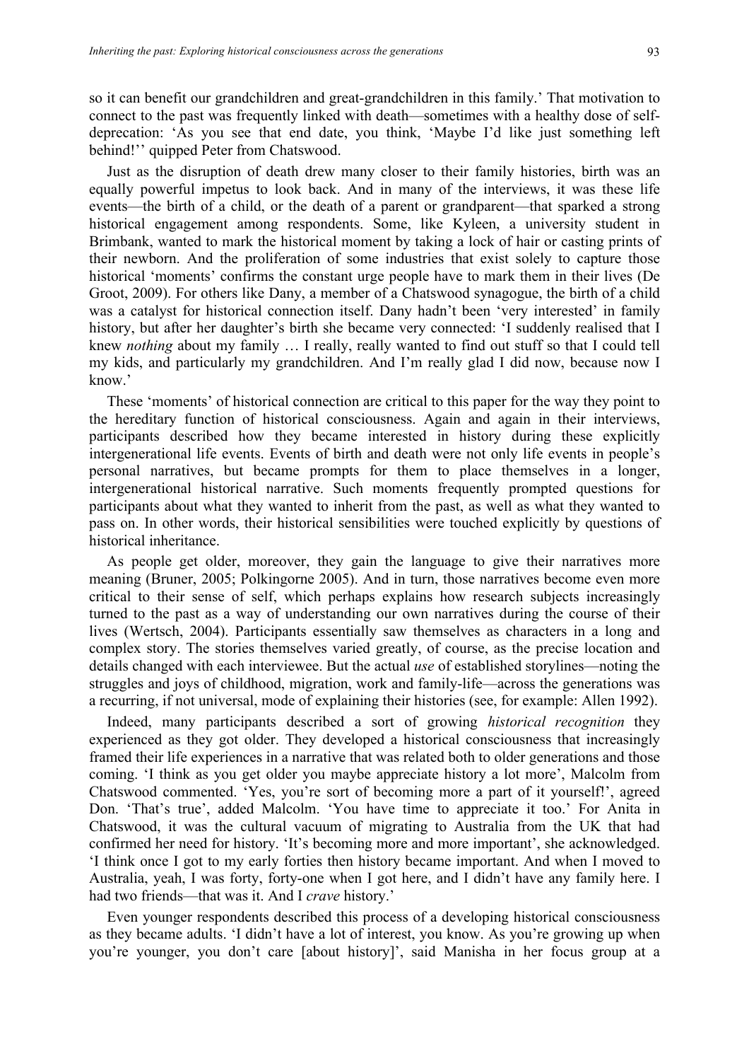so it can benefit our grandchildren and great-grandchildren in this family.' That motivation to connect to the past was frequently linked with death—sometimes with a healthy dose of self-deprecation: 'As you see that end date, you think, 'Maybe I'd like just something left behind!'' quipped Peter from Chatswood.

Just as the disruption of death drew many closer to their family histories, birth was an equally powerful impetus to look back. And in many of the interviews, it was these life events—the birth of a child, or the death of a parent or grandparent—that sparked a strong historical engagement among respondents. Some, like Kyleen, a university student in Brimbank, wanted to mark the historical moment by taking a lock of hair or casting prints of their newborn. And the proliferation of some industries that exist solely to capture those historical 'moments' confirms the constant urge people have to mark them in their lives (De Groot, 2009). For others like Dany, a member of a Chatswood synagogue, the birth of a child was a catalyst for historical connection itself. Dany hadn't been 'very interested' in family history, but after her daughter's birth she became very connected: 'I suddenly realised that I knew *nothing* about my family … I really, really wanted to find out stuff so that I could tell my kids, and particularly my grandchildren. And I'm really glad I did now, because now I know.'

These 'moments' of historical connection are critical to this paper for the way they point to the hereditary function of historical consciousness. Again and again in their interviews, participants described how they became interested in history during these explicitly intergenerational life events. Events of birth and death were not only life events in people's personal narratives, but became prompts for them to place themselves in a longer, intergenerational historical narrative. Such moments frequently prompted questions for participants about what they wanted to inherit from the past, as well as what they wanted to pass on. In other words, their historical sensibilities were touched explicitly by questions of historical inheritance.

As people get older, moreover, they gain the language to give their narratives more meaning (Bruner, 2005; Polkingorne 2005). And in turn, those narratives become even more critical to their sense of self, which perhaps explains how research subjects increasingly turned to the past as a way of understanding our own narratives during the course of their lives (Wertsch, 2004). Participants essentially saw themselves as characters in a long and complex story. The stories themselves varied greatly, of course, as the precise location and details changed with each interviewee. But the actual *use* of established storylines—noting the struggles and joys of childhood, migration, work and family-life—across the generations was a recurring, if not universal, mode of explaining their histories (see, for example: Allen 1992).

Indeed, many participants described a sort of growing *historical recognition* they experienced as they got older. They developed a historical consciousness that increasingly framed their life experiences in a narrative that was related both to older generations and those coming. 'I think as you get older you maybe appreciate history a lot more', Malcolm from Chatswood commented. 'Yes, you're sort of becoming more a part of it yourself!', agreed Don. 'That's true', added Malcolm. 'You have time to appreciate it too.' For Anita in Chatswood, it was the cultural vacuum of migrating to Australia from the UK that had confirmed her need for history. 'It's becoming more and more important', she acknowledged. 'I think once I got to my early forties then history became important. And when I moved to Australia, yeah, I was forty, forty-one when I got here, and I didn't have any family here. I had two friends—that was it. And I *crave* history.'

Even younger respondents described this process of a developing historical consciousness as they became adults. 'I didn't have a lot of interest, you know. As you're growing up when you're younger, you don't care [about history]', said Manisha in her focus group at a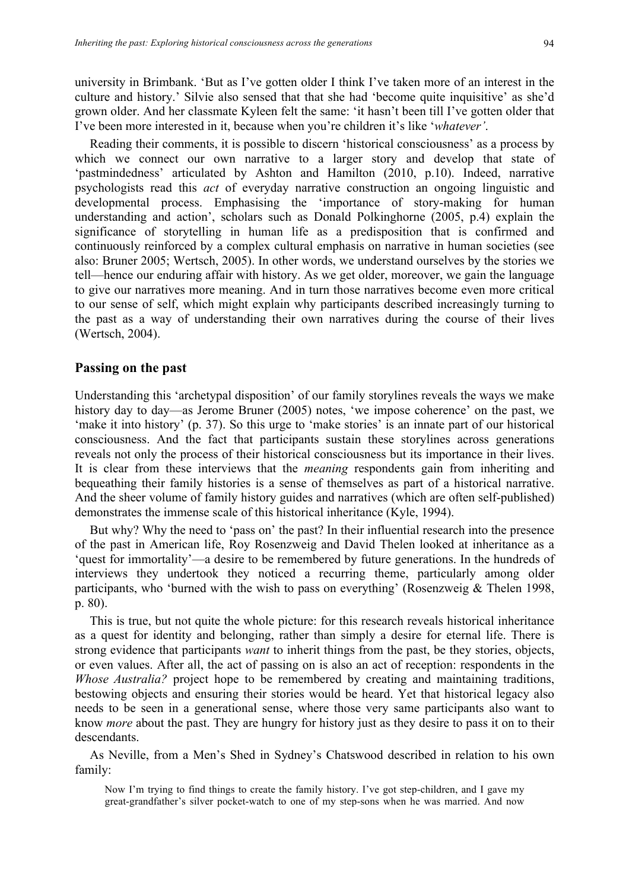university in Brimbank. 'But as I've gotten older I think I've taken more of an interest in the culture and history.' Silvie also sensed that that she had 'become quite inquisitive' as she'd grown older. And her classmate Kyleen felt the same: 'it hasn't been till I've gotten older that I've been more interested in it, because when you're children it's like '*whatever'*.

Reading their comments, it is possible to discern 'historical consciousness' as a process by which we connect our own narrative to a larger story and develop that state of 'pastmindedness' articulated by Ashton and Hamilton (2010, p.10). Indeed, narrative psychologists read this *act* of everyday narrative construction an ongoing linguistic and developmental process. Emphasising the 'importance of story-making for human understanding and action', scholars such as Donald Polkinghorne (2005, p.4) explain the significance of storytelling in human life as a predisposition that is confirmed and continuously reinforced by a complex cultural emphasis on narrative in human societies (see also: Bruner 2005; Wertsch, 2005). In other words, we understand ourselves by the stories we tell—hence our enduring affair with history. As we get older, moreover, we gain the language to give our narratives more meaning. And in turn those narratives become even more critical to our sense of self, which might explain why participants described increasingly turning to the past as a way of understanding their own narratives during the course of their lives (Wertsch, 2004).

## Passing on the past

Understanding this 'archetypal disposition' of our family storylines reveals the ways we make history day to day—as Jerome Bruner (2005) notes, 'we impose coherence' on the past, we 'make it into history' (p. 37). So this urge to 'make stories' is an innate part of our historical consciousness. And the fact that participants sustain these storylines across generations reveals not only the process of their historical consciousness but its importance in their lives. It is clear from these interviews that the *meaning* respondents gain from inheriting and bequeathing their family histories is a sense of themselves as part of a historical narrative. And the sheer volume of family history guides and narratives (which are often self-published) demonstrates the immense scale of this historical inheritance (Kyle, 1994).

But why? Why the need to 'pass on' the past? In their influential research into the presence of the past in American life, Roy Rosenzweig and David Thelen looked at inheritance as a 'quest for immortality'—a desire to be remembered by future generations. In the hundreds of interviews they undertook they noticed a recurring theme, particularly among older participants, who 'burned with the wish to pass on everything' (Rosenzweig & Thelen 1998, p. 80).

This is true, but not quite the whole picture: for this research reveals historical inheritance as a quest for identity and belonging, rather than simply a desire for eternal life. There is strong evidence that participants *want* to inherit things from the past, be they stories, objects, or even values. After all, the act of passing on is also an act of reception: respondents in the *Whose Australia?* project hope to be remembered by creating and maintaining traditions, bestowing objects and ensuring their stories would be heard. Yet that historical legacy also needs to be seen in a generational sense, where those very same participants also want to know *more* about the past. They are hungry for history just as they desire to pass it on to their descendants.

As Neville, from a Men's Shed in Sydney's Chatswood described in relation to his own family:

> Now I'm trying to find things to create the family history. I've got step-children, and I gave my great-grandfather's silver pocket-watch to one of my step-sons when he was married. And now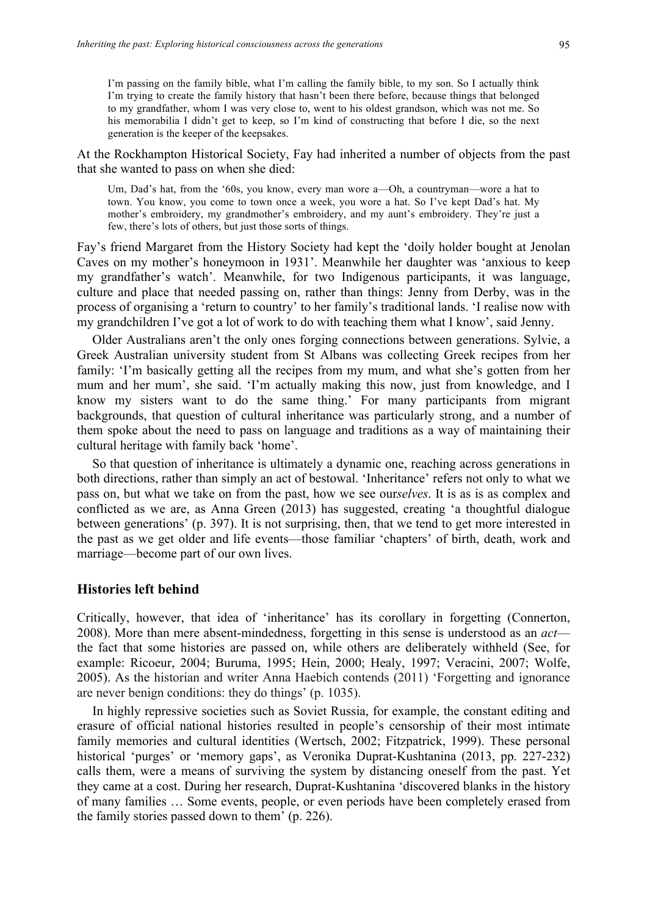> I'm passing on the family bible, what I'm calling the family bible, to my son. So I actually think I'm trying to create the family history that hasn't been there before, because things that belonged to my grandfather, whom I was very close to, went to his oldest grandson, which was not me. So his memorabilia I didn't get to keep, so I'm kind of constructing that before I die, so the next generation is the keeper of the keepsakes.

At the Rockhampton Historical Society, Fay had inherited a number of objects from the past that she wanted to pass on when she died:

> Um, Dad's hat, from the '60s, you know, every man wore a—Oh, a countryman—wore a hat to town. You know, you come to town once a week, you wore a hat. So I've kept Dad's hat. My mother's embroidery, my grandmother's embroidery, and my aunt's embroidery. They're just a few, there's lots of others, but just those sorts of things.

Fay's friend Margaret from the History Society had kept the 'doily holder bought at Jenolan Caves on my mother's honeymoon in 1931'. Meanwhile her daughter was 'anxious to keep my grandfather's watch'. Meanwhile, for two Indigenous participants, it was language, culture and place that needed passing on, rather than things: Jenny from Derby, was in the process of organising a 'return to country' to her family's traditional lands. 'I realise now with my grandchildren I've got a lot of work to do with teaching them what I know', said Jenny.

Older Australians aren't the only ones forging connections between generations. Sylvie, a Greek Australian university student from St Albans was collecting Greek recipes from her family: 'I'm basically getting all the recipes from my mum, and what she's gotten from her mum and her mum', she said. 'I'm actually making this now, just from knowledge, and I know my sisters want to do the same thing.' For many participants from migrant backgrounds, that question of cultural inheritance was particularly strong, and a number of them spoke about the need to pass on language and traditions as a way of maintaining their cultural heritage with family back 'home'.

So that question of inheritance is ultimately a dynamic one, reaching across generations in both directions, rather than simply an act of bestowal. 'Inheritance' refers not only to what we pass on, but what we take on from the past, how we see our*selves*. It is as is as complex and conflicted as we are, as Anna Green (2013) has suggested, creating 'a thoughtful dialogue between generations' (p. 397). It is not surprising, then, that we tend to get more interested in the past as we get older and life events—those familiar 'chapters' of birth, death, work and marriage—become part of our own lives.

## Histories left behind

Critically, however, that idea of 'inheritance' has its corollary in forgetting (Connerton, 2008). More than mere absent-mindedness, forgetting in this sense is understood as an *act*—the fact that some histories are passed on, while others are deliberately withheld (See, for example: Ricoeur, 2004; Buruma, 1995; Hein, 2000; Healy, 1997; Veracini, 2007; Wolfe, 2005). As the historian and writer Anna Haebich contends (2011) 'Forgetting and ignorance are never benign conditions: they do things' (p. 1035).

In highly repressive societies such as Soviet Russia, for example, the constant editing and erasure of official national histories resulted in people's censorship of their most intimate family memories and cultural identities (Wertsch, 2002; Fitzpatrick, 1999). These personal historical 'purges' or 'memory gaps', as Veronika Duprat-Kushtanina (2013, pp. 227-232) calls them, were a means of surviving the system by distancing oneself from the past. Yet they came at a cost. During her research, Duprat-Kushtanina 'discovered blanks in the history of many families … Some events, people, or even periods have been completely erased from the family stories passed down to them' (p. 226).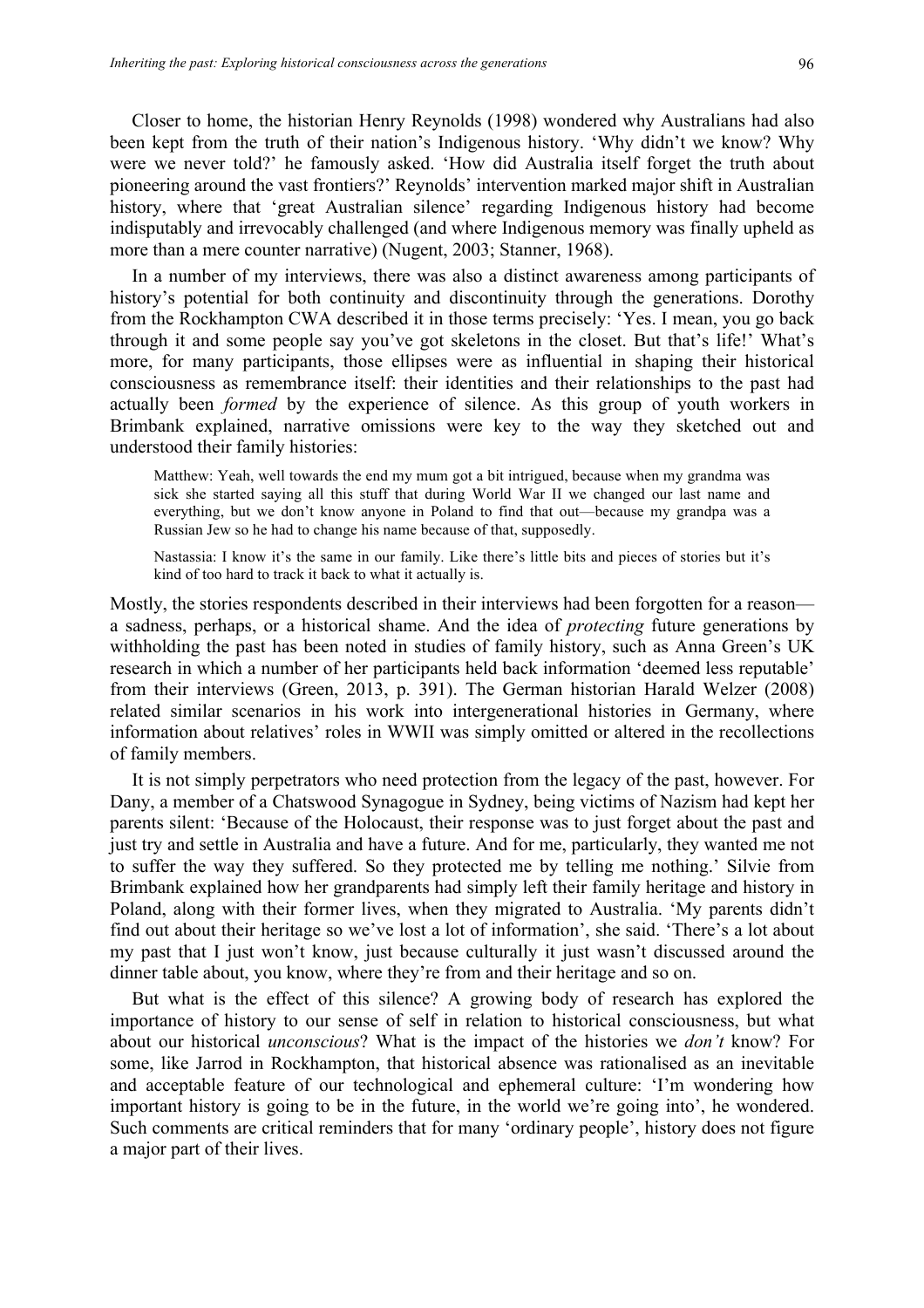Closer to home, the historian Henry Reynolds (1998) wondered why Australians had also been kept from the truth of their nation's Indigenous history. 'Why didn't we know? Why were we never told?' he famously asked. 'How did Australia itself forget the truth about pioneering around the vast frontiers?' Reynolds' intervention marked major shift in Australian history, where that 'great Australian silence' regarding Indigenous history had become indisputably and irrevocably challenged (and where Indigenous memory was finally upheld as more than a mere counter narrative) (Nugent, 2003; Stanner, 1968).

In a number of my interviews, there was also a distinct awareness among participants of history's potential for both continuity and discontinuity through the generations. Dorothy from the Rockhampton CWA described it in those terms precisely: 'Yes. I mean, you go back through it and some people say you've got skeletons in the closet. But that's life!' What's more, for many participants, those ellipses were as influential in shaping their historical consciousness as remembrance itself: their identities and their relationships to the past had actually been *formed* by the experience of silence. As this group of youth workers in Brimbank explained, narrative omissions were key to the way they sketched out and understood their family histories:

> Matthew: Yeah, well towards the end my mum got a bit intrigued, because when my grandma was sick she started saying all this stuff that during World War II we changed our last name and everything, but we don't know anyone in Poland to find that out—because my grandpa was a Russian Jew so he had to change his name because of that, supposedly.
>
> Nastassia: I know it's the same in our family. Like there's little bits and pieces of stories but it's kind of too hard to track it back to what it actually is.

Mostly, the stories respondents described in their interviews had been forgotten for a reason—a sadness, perhaps, or a historical shame. And the idea of *protecting* future generations by withholding the past has been noted in studies of family history, such as Anna Green's UK research in which a number of her participants held back information 'deemed less reputable' from their interviews (Green, 2013, p. 391). The German historian Harald Welzer (2008) related similar scenarios in his work into intergenerational histories in Germany, where information about relatives' roles in WWII was simply omitted or altered in the recollections of family members.

It is not simply perpetrators who need protection from the legacy of the past, however. For Dany, a member of a Chatswood Synagogue in Sydney, being victims of Nazism had kept her parents silent: 'Because of the Holocaust, their response was to just forget about the past and just try and settle in Australia and have a future. And for me, particularly, they wanted me not to suffer the way they suffered. So they protected me by telling me nothing.' Silvie from Brimbank explained how her grandparents had simply left their family heritage and history in Poland, along with their former lives, when they migrated to Australia. 'My parents didn't find out about their heritage so we've lost a lot of information', she said. 'There's a lot about my past that I just won't know, just because culturally it just wasn't discussed around the dinner table about, you know, where they're from and their heritage and so on.

But what is the effect of this silence? A growing body of research has explored the importance of history to our sense of self in relation to historical consciousness, but what about our historical *unconscious*? What is the impact of the histories we *don't* know? For some, like Jarrod in Rockhampton, that historical absence was rationalised as an inevitable and acceptable feature of our technological and ephemeral culture: 'I'm wondering how important history is going to be in the future, in the world we're going into', he wondered. Such comments are critical reminders that for many 'ordinary people', history does not figure a major part of their lives.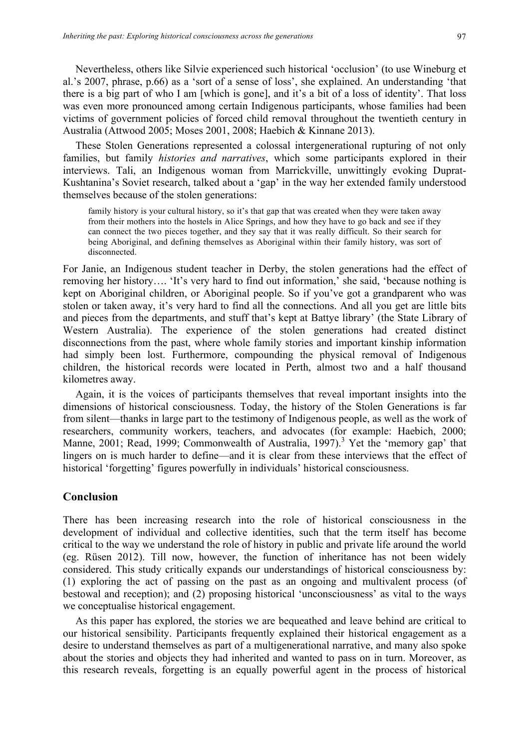Nevertheless, others like Silvie experienced such historical 'occlusion' (to use Wineburg et al.'s 2007, phrase, p.66) as a 'sort of a sense of loss', she explained. An understanding 'that there is a big part of who I am [which is gone], and it's a bit of a loss of identity'. That loss was even more pronounced among certain Indigenous participants, whose families had been victims of government policies of forced child removal throughout the twentieth century in Australia (Attwood 2005; Moses 2001, 2008; Haebich & Kinnane 2013).

These Stolen Generations represented a colossal intergenerational rupturing of not only families, but family *histories and narratives*, which some participants explored in their interviews. Tali, an Indigenous woman from Marrickville, unwittingly evoking Duprat-Kushtanina's Soviet research, talked about a 'gap' in the way her extended family understood themselves because of the stolen generations:

> family history is your cultural history, so it's that gap that was created when they were taken away from their mothers into the hostels in Alice Springs, and how they have to go back and see if they can connect the two pieces together, and they say that it was really difficult. So their search for being Aboriginal, and defining themselves as Aboriginal within their family history, was sort of disconnected.

For Janie, an Indigenous student teacher in Derby, the stolen generations had the effect of removing her history…. 'It's very hard to find out information,' she said, 'because nothing is kept on Aboriginal children, or Aboriginal people. So if you've got a grandparent who was stolen or taken away, it's very hard to find all the connections. And all you get are little bits and pieces from the departments, and stuff that's kept at Battye library' (the State Library of Western Australia). The experience of the stolen generations had created distinct disconnections from the past, where whole family stories and important kinship information had simply been lost. Furthermore, compounding the physical removal of Indigenous children, the historical records were located in Perth, almost two and a half thousand kilometres away.

Again, it is the voices of participants themselves that reveal important insights into the dimensions of historical consciousness. Today, the history of the Stolen Generations is far from silent—thanks in large part to the testimony of Indigenous people, as well as the work of researchers, community workers, teachers, and advocates (for example: Haebich, 2000; Manne, 2001; Read, 1999; Commonwealth of Australia, 1997).[3] Yet the 'memory gap' that lingers on is much harder to define—and it is clear from these interviews that the effect of historical 'forgetting' figures powerfully in individuals' historical consciousness.

## Conclusion

There has been increasing research into the role of historical consciousness in the development of individual and collective identities, such that the term itself has become critical to the way we understand the role of history in public and private life around the world (eg. Rüsen 2012). Till now, however, the function of inheritance has not been widely considered. This study critically expands our understandings of historical consciousness by: (1) exploring the act of passing on the past as an ongoing and multivalent process (of bestowal and reception); and (2) proposing historical 'unconsciousness' as vital to the ways we conceptualise historical engagement.

As this paper has explored, the stories we are bequeathed and leave behind are critical to our historical sensibility. Participants frequently explained their historical engagement as a desire to understand themselves as part of a multigenerational narrative, and many also spoke about the stories and objects they had inherited and wanted to pass on in turn. Moreover, as this research reveals, forgetting is an equally powerful agent in the process of historical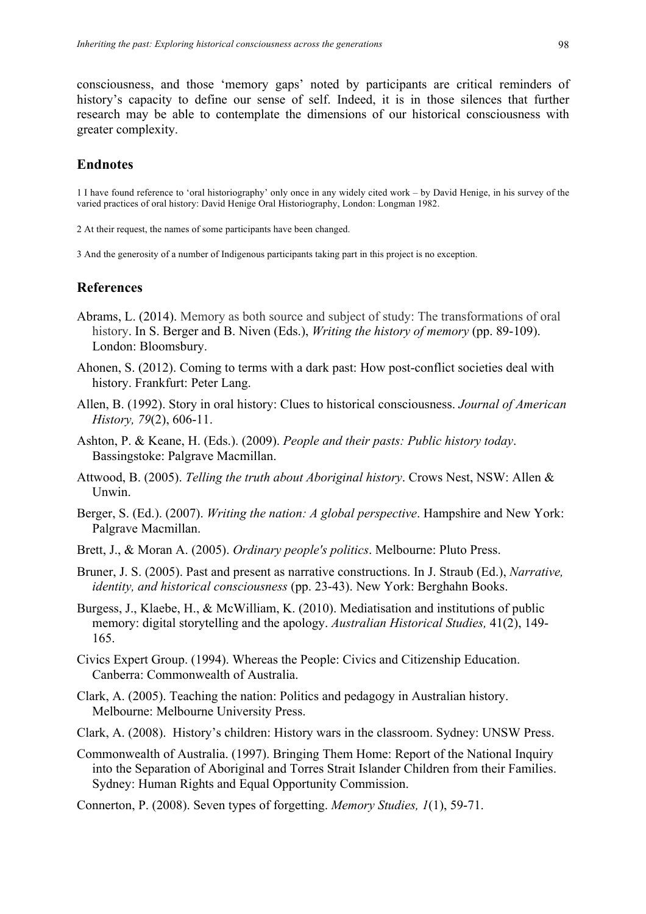consciousness, and those 'memory gaps' noted by participants are critical reminders of history's capacity to define our sense of self. Indeed, it is in those silences that further research may be able to contemplate the dimensions of our historical consciousness with greater complexity.

## Endnotes

1 I have found reference to 'oral historiography' only once in any widely cited work – by David Henige, in his survey of the varied practices of oral history: David Henige Oral Historiography, London: Longman 1982.

2 At their request, the names of some participants have been changed.

3 And the generosity of a number of Indigenous participants taking part in this project is no exception.

## References

Abrams, L. (2014). Memory as both source and subject of study: The transformations of oral history. In S. Berger and B. Niven (Eds.), *Writing the history of memory* (pp. 89-109). London: Bloomsbury.

Ahonen, S. (2012). Coming to terms with a dark past: How post-conflict societies deal with history. Frankfurt: Peter Lang.

Allen, B. (1992). Story in oral history: Clues to historical consciousness. *Journal of American History, 79*(2), 606-11.

Ashton, P. & Keane, H. (Eds.). (2009). *People and their pasts: Public history today*. Bassingstoke: Palgrave Macmillan.

Attwood, B. (2005). *Telling the truth about Aboriginal history*. Crows Nest, NSW: Allen & Unwin.

Berger, S. (Ed.). (2007). *Writing the nation: A global perspective*. Hampshire and New York: Palgrave Macmillan.

Brett, J., & Moran A. (2005). *Ordinary people's politics*. Melbourne: Pluto Press.

Bruner, J. S. (2005). Past and present as narrative constructions. In J. Straub (Ed.), *Narrative, identity, and historical consciousness* (pp. 23-43). New York: Berghahn Books.

Burgess, J., Klaebe, H., & McWilliam, K. (2010). Mediatisation and institutions of public memory: digital storytelling and the apology. *Australian Historical Studies,* 41(2), 149-165.

Civics Expert Group. (1994). Whereas the People: Civics and Citizenship Education. Canberra: Commonwealth of Australia.

Clark, A. (2005). Teaching the nation: Politics and pedagogy in Australian history. Melbourne: Melbourne University Press.

Clark, A. (2008). History's children: History wars in the classroom. Sydney: UNSW Press.

Commonwealth of Australia. (1997). Bringing Them Home: Report of the National Inquiry into the Separation of Aboriginal and Torres Strait Islander Children from their Families. Sydney: Human Rights and Equal Opportunity Commission.

Connerton, P. (2008). Seven types of forgetting. *Memory Studies, 1*(1), 59-71.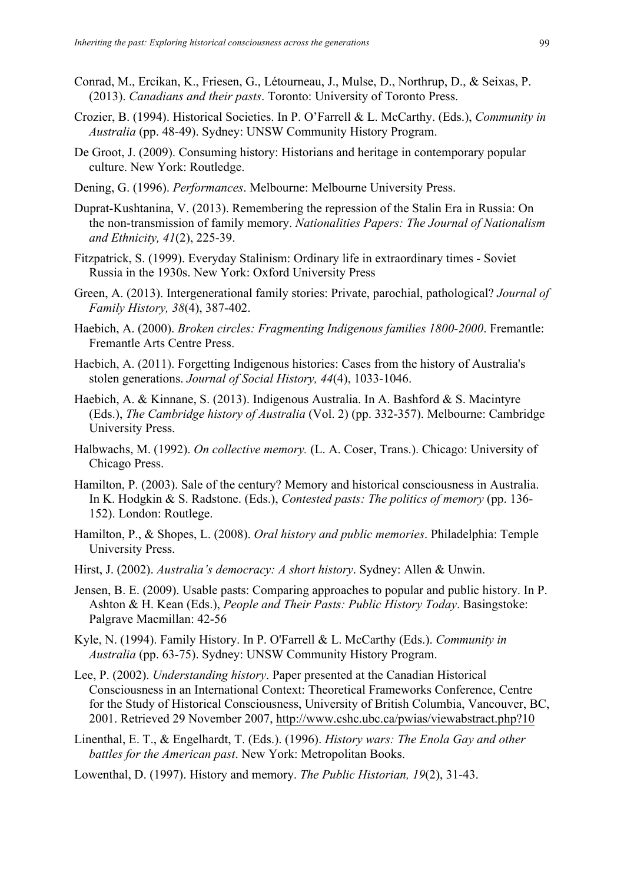Conrad, M., Ercikan, K., Friesen, G., Létourneau, J., Mulse, D., Northrup, D., & Seixas, P. (2013). *Canadians and their pasts*. Toronto: University of Toronto Press.

Crozier, B. (1994). Historical Societies. In P. O'Farrell & L. McCarthy. (Eds.), *Community in Australia* (pp. 48-49). Sydney: UNSW Community History Program.

De Groot, J. (2009). Consuming history: Historians and heritage in contemporary popular culture. New York: Routledge.

Dening, G. (1996). *Performances*. Melbourne: Melbourne University Press.

Duprat-Kushtanina, V. (2013). Remembering the repression of the Stalin Era in Russia: On the non-transmission of family memory. *Nationalities Papers: The Journal of Nationalism and Ethnicity, 41*(2), 225-39.

Fitzpatrick, S. (1999). Everyday Stalinism: Ordinary life in extraordinary times - Soviet Russia in the 1930s. New York: Oxford University Press

Green, A. (2013). Intergenerational family stories: Private, parochial, pathological? *Journal of Family History, 38*(4), 387-402.

Haebich, A. (2000). *Broken circles: Fragmenting Indigenous families 1800-2000*. Fremantle: Fremantle Arts Centre Press.

Haebich, A. (2011). Forgetting Indigenous histories: Cases from the history of Australia's stolen generations. *Journal of Social History, 44*(4), 1033-1046.

Haebich, A. & Kinnane, S. (2013). Indigenous Australia. In A. Bashford & S. Macintyre (Eds.), *The Cambridge history of Australia* (Vol. 2) (pp. 332-357). Melbourne: Cambridge University Press.

Halbwachs, M. (1992). *On collective memory.* (L. A. Coser, Trans.). Chicago: University of Chicago Press.

Hamilton, P. (2003). Sale of the century? Memory and historical consciousness in Australia. In K. Hodgkin & S. Radstone. (Eds.), *Contested pasts: The politics of memory* (pp. 136-152). London: Routlege.

Hamilton, P., & Shopes, L. (2008). *Oral history and public memories*. Philadelphia: Temple University Press.

Hirst, J. (2002). *Australia's democracy: A short history*. Sydney: Allen & Unwin.

Jensen, B. E. (2009). Usable pasts: Comparing approaches to popular and public history. In P. Ashton & H. Kean (Eds.), *People and Their Pasts: Public History Today*. Basingstoke: Palgrave Macmillan: 42-56

Kyle, N. (1994). Family History. In P. O'Farrell & L. McCarthy (Eds.). *Community in Australia* (pp. 63-75). Sydney: UNSW Community History Program.

Lee, P. (2002). *Understanding history*. Paper presented at the Canadian Historical Consciousness in an International Context: Theoretical Frameworks Conference, Centre for the Study of Historical Consciousness, University of British Columbia, Vancouver, BC, 2001. Retrieved 29 November 2007, http://www.cshc.ubc.ca/pwias/viewabstract.php?10

Linenthal, E. T., & Engelhardt, T. (Eds.). (1996). *History wars: The Enola Gay and other battles for the American past*. New York: Metropolitan Books.

Lowenthal, D. (1997). History and memory. *The Public Historian, 19*(2), 31-43.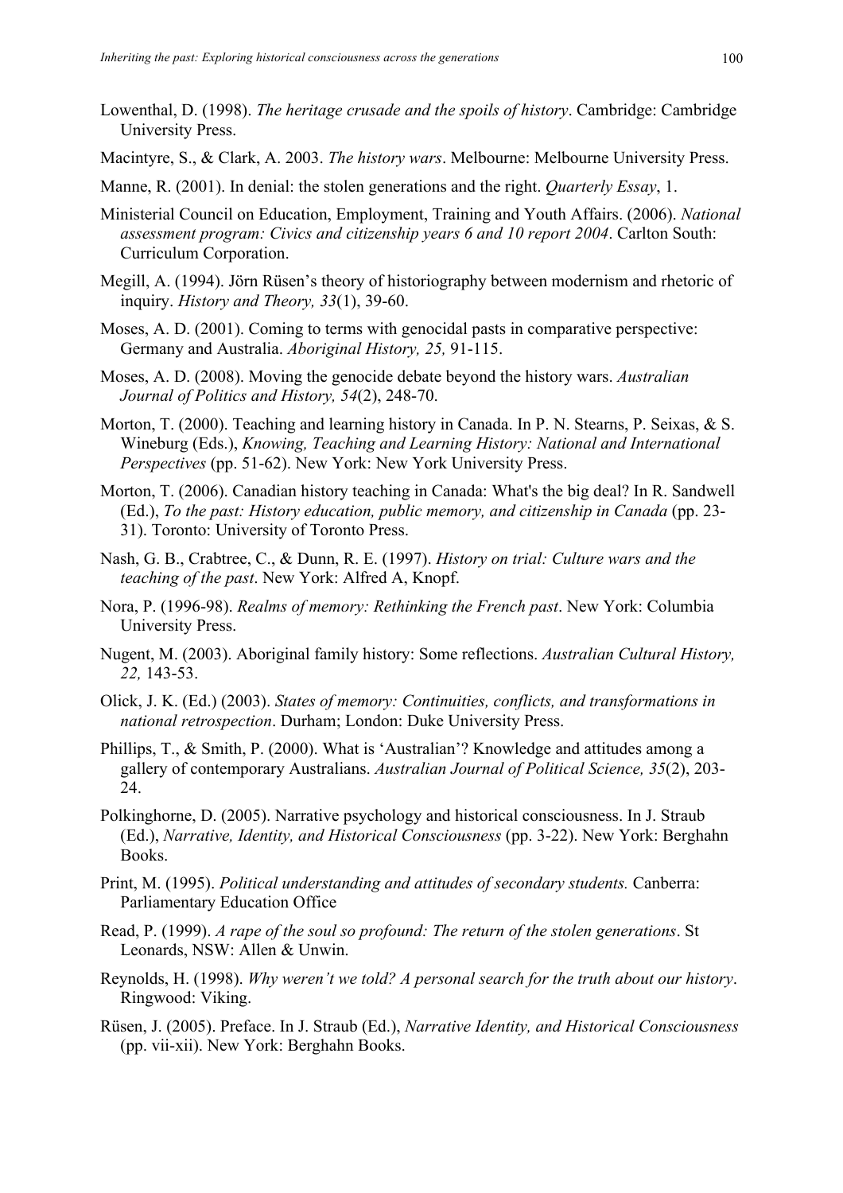Lowenthal, D. (1998). *The heritage crusade and the spoils of history*. Cambridge: Cambridge University Press.

Macintyre, S., & Clark, A. 2003. *The history wars*. Melbourne: Melbourne University Press.

Manne, R. (2001). In denial: the stolen generations and the right. *Quarterly Essay*, 1.

Ministerial Council on Education, Employment, Training and Youth Affairs. (2006). *National assessment program: Civics and citizenship years 6 and 10 report 2004*. Carlton South: Curriculum Corporation.

Megill, A. (1994). Jörn Rüsen's theory of historiography between modernism and rhetoric of inquiry. *History and Theory, 33*(1), 39-60.

Moses, A. D. (2001). Coming to terms with genocidal pasts in comparative perspective: Germany and Australia. *Aboriginal History, 25,* 91-115.

Moses, A. D. (2008). Moving the genocide debate beyond the history wars. *Australian Journal of Politics and History, 54*(2), 248-70.

Morton, T. (2000). Teaching and learning history in Canada. In P. N. Stearns, P. Seixas, & S. Wineburg (Eds.), *Knowing, Teaching and Learning History: National and International Perspectives* (pp. 51-62). New York: New York University Press.

Morton, T. (2006). Canadian history teaching in Canada: What's the big deal? In R. Sandwell (Ed.), *To the past: History education, public memory, and citizenship in Canada* (pp. 23-31). Toronto: University of Toronto Press.

Nash, G. B., Crabtree, C., & Dunn, R. E. (1997). *History on trial: Culture wars and the teaching of the past*. New York: Alfred A, Knopf.

Nora, P. (1996-98). *Realms of memory: Rethinking the French past*. New York: Columbia University Press.

Nugent, M. (2003). Aboriginal family history: Some reflections. *Australian Cultural History, 22,* 143-53.

Olick, J. K. (Ed.) (2003). *States of memory: Continuities, conflicts, and transformations in national retrospection*. Durham; London: Duke University Press.

Phillips, T., & Smith, P. (2000). What is 'Australian'? Knowledge and attitudes among a gallery of contemporary Australians. *Australian Journal of Political Science, 35*(2), 203-24.

Polkinghorne, D. (2005). Narrative psychology and historical consciousness. In J. Straub (Ed.), *Narrative, Identity, and Historical Consciousness* (pp. 3-22). New York: Berghahn Books.

Print, M. (1995). *Political understanding and attitudes of secondary students.* Canberra: Parliamentary Education Office

Read, P. (1999). *A rape of the soul so profound: The return of the stolen generations*. St Leonards, NSW: Allen & Unwin.

Reynolds, H. (1998). *Why weren't we told? A personal search for the truth about our history*. Ringwood: Viking.

Rüsen, J. (2005). Preface. In J. Straub (Ed.), *Narrative Identity, and Historical Consciousness* (pp. vii-xii). New York: Berghahn Books.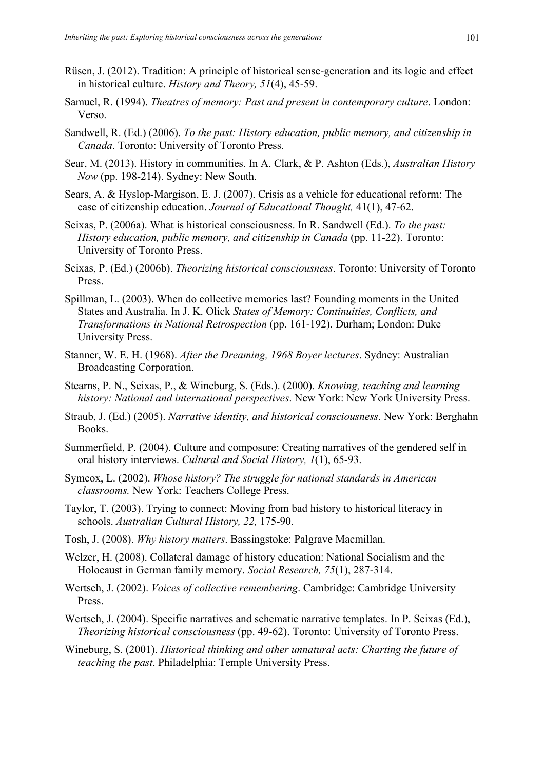Rüsen, J. (2012). Tradition: A principle of historical sense-generation and its logic and effect in historical culture. *History and Theory, 51*(4), 45-59.

Samuel, R. (1994). *Theatres of memory: Past and present in contemporary culture*. London: Verso.

Sandwell, R. (Ed.) (2006). *To the past: History education, public memory, and citizenship in Canada*. Toronto: University of Toronto Press.

Sear, M. (2013). History in communities. In A. Clark, & P. Ashton (Eds.), *Australian History Now* (pp. 198-214). Sydney: New South.

Sears, A. & Hyslop-Margison, E. J. (2007). Crisis as a vehicle for educational reform: The case of citizenship education. *Journal of Educational Thought,* 41(1), 47-62.

Seixas, P. (2006a). What is historical consciousness. In R. Sandwell (Ed.). *To the past: History education, public memory, and citizenship in Canada* (pp. 11-22). Toronto: University of Toronto Press.

Seixas, P. (Ed.) (2006b). *Theorizing historical consciousness*. Toronto: University of Toronto Press.

Spillman, L. (2003). When do collective memories last? Founding moments in the United States and Australia. In J. K. Olick *States of Memory: Continuities, Conflicts, and Transformations in National Retrospection* (pp. 161-192). Durham; London: Duke University Press.

Stanner, W. E. H. (1968). *After the Dreaming, 1968 Boyer lectures*. Sydney: Australian Broadcasting Corporation.

Stearns, P. N., Seixas, P., & Wineburg, S. (Eds.). (2000). *Knowing, teaching and learning history: National and international perspectives*. New York: New York University Press.

Straub, J. (Ed.) (2005). *Narrative identity, and historical consciousness*. New York: Berghahn Books.

Summerfield, P. (2004). Culture and composure: Creating narratives of the gendered self in oral history interviews. *Cultural and Social History, 1*(1), 65-93.

Symcox, L. (2002). *Whose history? The struggle for national standards in American classrooms.* New York: Teachers College Press.

Taylor, T. (2003). Trying to connect: Moving from bad history to historical literacy in schools. *Australian Cultural History, 22,* 175-90.

Tosh, J. (2008). *Why history matters*. Bassingstoke: Palgrave Macmillan.

Welzer, H. (2008). Collateral damage of history education: National Socialism and the Holocaust in German family memory. *Social Research, 75*(1), 287-314.

Wertsch, J. (2002). *Voices of collective remembering*. Cambridge: Cambridge University Press.

Wertsch, J. (2004). Specific narratives and schematic narrative templates. In P. Seixas (Ed.), *Theorizing historical consciousness* (pp. 49-62). Toronto: University of Toronto Press.

Wineburg, S. (2001). *Historical thinking and other unnatural acts: Charting the future of teaching the past*. Philadelphia: Temple University Press.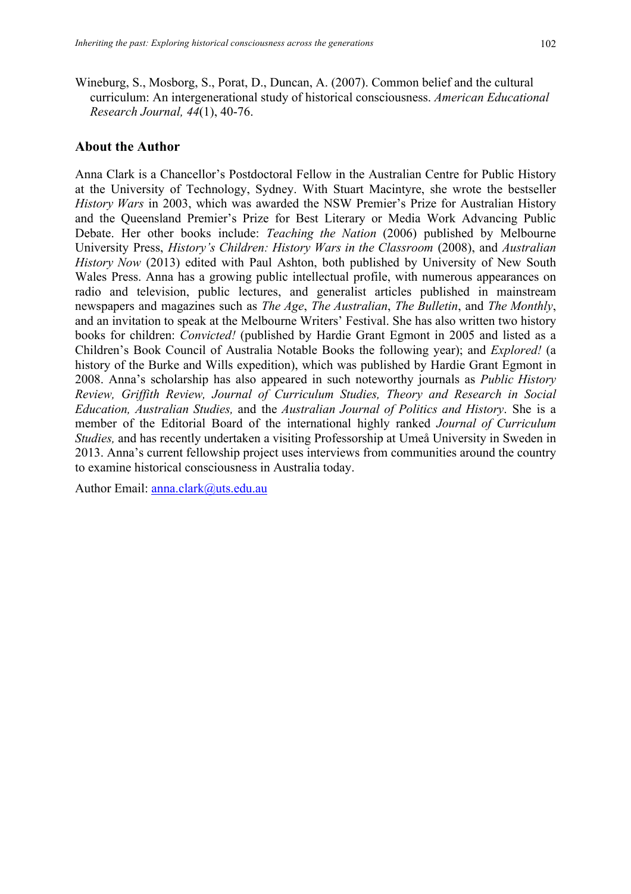Wineburg, S., Mosborg, S., Porat, D., Duncan, A. (2007). Common belief and the cultural curriculum: An intergenerational study of historical consciousness. *American Educational Research Journal, 44*(1), 40-76.

## About the Author

Anna Clark is a Chancellor's Postdoctoral Fellow in the Australian Centre for Public History at the University of Technology, Sydney. With Stuart Macintyre, she wrote the bestseller *History Wars* in 2003, which was awarded the NSW Premier's Prize for Australian History and the Queensland Premier's Prize for Best Literary or Media Work Advancing Public Debate. Her other books include: *Teaching the Nation* (2006) published by Melbourne University Press, *History's Children: History Wars in the Classroom* (2008), and *Australian History Now* (2013) edited with Paul Ashton, both published by University of New South Wales Press. Anna has a growing public intellectual profile, with numerous appearances on radio and television, public lectures, and generalist articles published in mainstream newspapers and magazines such as *The Age*, *The Australian*, *The Bulletin*, and *The Monthly*, and an invitation to speak at the Melbourne Writers' Festival. She has also written two history books for children: *Convicted!* (published by Hardie Grant Egmont in 2005 and listed as a Children's Book Council of Australia Notable Books the following year); and *Explored!* (a history of the Burke and Wills expedition), which was published by Hardie Grant Egmont in 2008. Anna's scholarship has also appeared in such noteworthy journals as *Public History Review, Griffith Review, Journal of Curriculum Studies, Theory and Research in Social Education, Australian Studies,* and the *Australian Journal of Politics and History*. She is a member of the Editorial Board of the international highly ranked *Journal of Curriculum Studies,* and has recently undertaken a visiting Professorship at Umeå University in Sweden in 2013. Anna's current fellowship project uses interviews from communities around the country to examine historical consciousness in Australia today.

Author Email: anna.clark@uts.edu.au